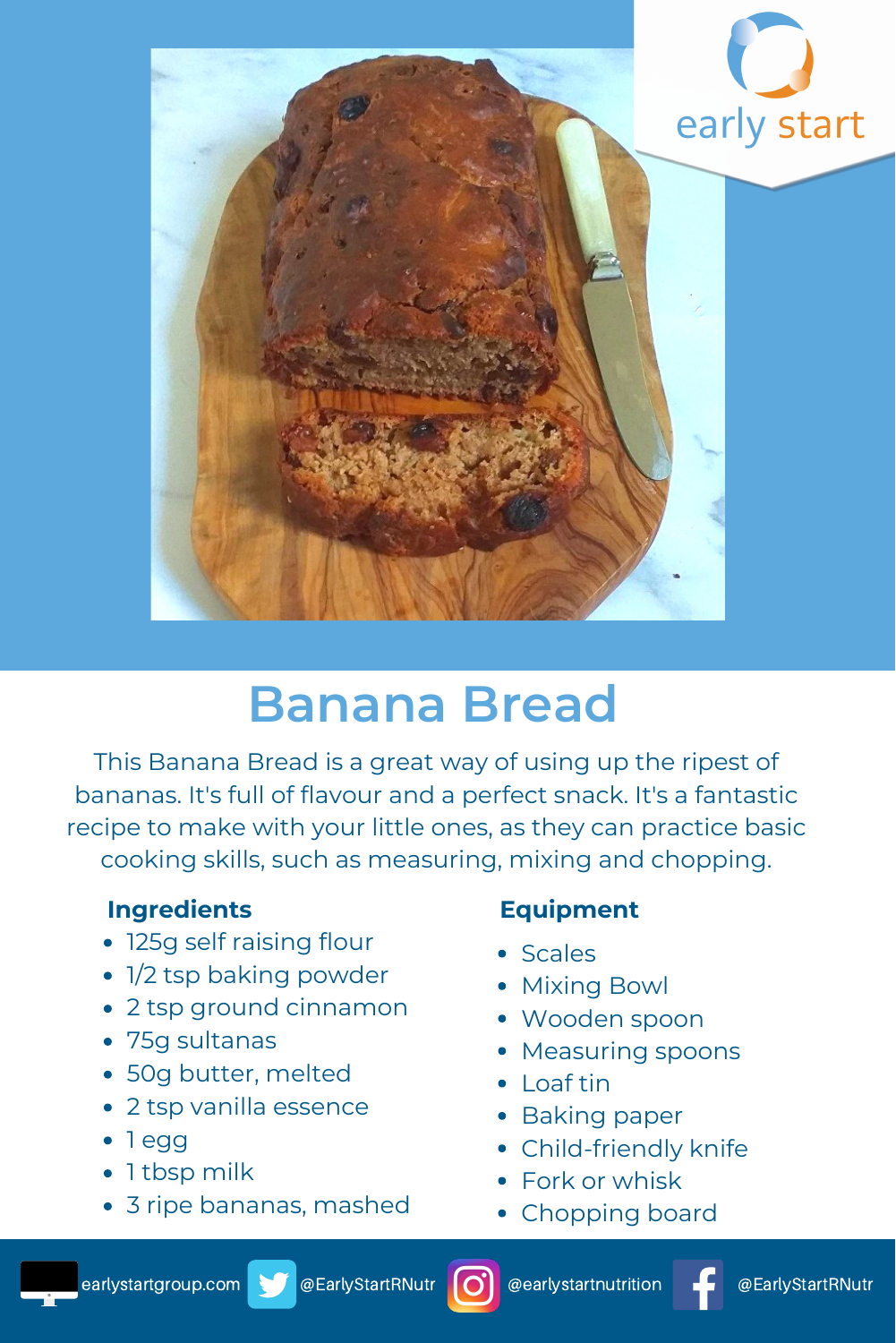early start

# Banana Bread

This Banana Bread is a great way of using up the ripest of bananas. It's full of flavour and a perfect snack. It's a fantastic recipe to make with your little ones, as they can practice basic cooking skills, such as measuring, mixing and chopping.

## Ingredients

- 125g self raising flour
- 1/2 tsp baking powder
- 2 tsp ground cinnamon
- 75g sultanas
- 50g butter, melted
- 2 tsp vanilla essence
- 1 egg
- 1 tbsp milk
- 3 ripe bananas, mashed

## Equipment

- Scales
- Mixing Bowl
- Wooden spoon
- Measuring spoons
- Loaf tin
- Baking paper
- Child-friendly knife
- Fork or whisk
- Chopping board

earlystartgroup.com @EarlyStartRNutr @earlystartnutrition @EarlyStartRNutr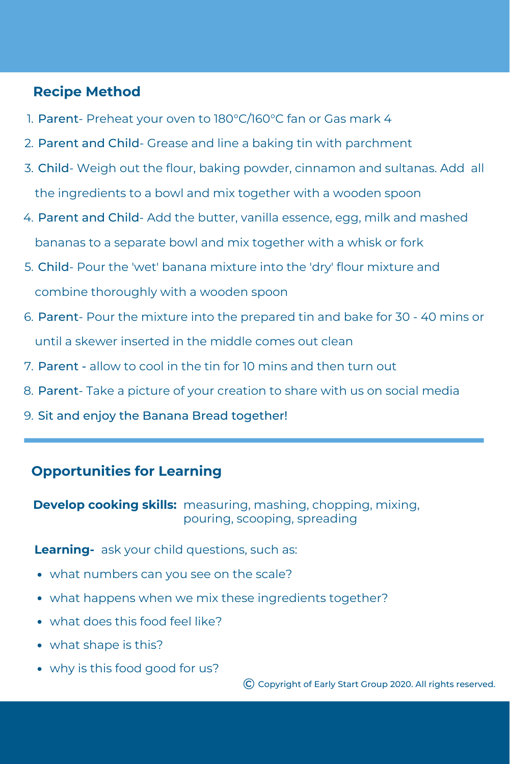## Recipe Method

1. **Parent**- Preheat your oven to 180°C/160°C fan or Gas mark 4
2. **Parent and Child**- Grease and line a baking tin with parchment
3. **Child**- Weigh out the flour, baking powder, cinnamon and sultanas. Add all the ingredients to a bowl and mix together with a wooden spoon
4. **Parent and Child**- Add the butter, vanilla essence, egg, milk and mashed bananas to a separate bowl and mix together with a whisk or fork
5. **Child**- Pour the 'wet' banana mixture into the 'dry' flour mixture and combine thoroughly with a wooden spoon
6. **Parent**- Pour the mixture into the prepared tin and bake for 30 - 40 mins or until a skewer inserted in the middle comes out clean
7. **Parent** - allow to cool in the tin for 10 mins and then turn out
8. **Parent**- Take a picture of your creation to share with us on social media
9. Sit and enjoy the Banana Bread together!

---

## Opportunities for Learning

**Develop cooking skills:** measuring, mashing, chopping, mixing, pouring, scooping, spreading

**Learning-** ask your child questions, such as:

- what numbers can you see on the scale?
- what happens when we mix these ingredients together?
- what does this food feel like?
- what shape is this?
- why is this food good for us?

© Copyright of Early Start Group 2020. All rights reserved.